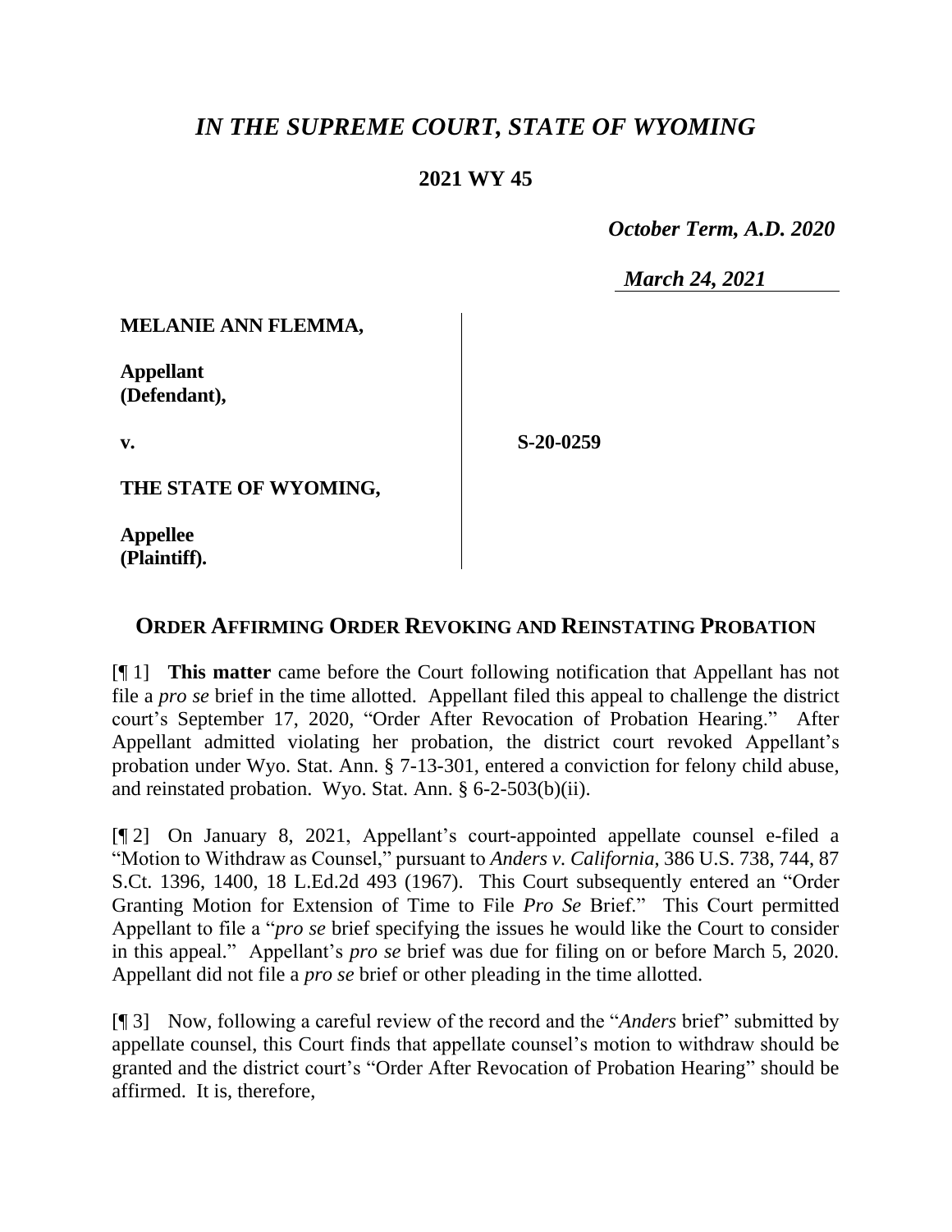# *IN THE SUPREME COURT, STATE OF WYOMING*

## 2021 WY 45

*October Term, A.D. 2020*

*March 24, 2021*

| | |
|---|---|
| **MELANIE ANN FLEMMA,**<br><br>**Appellant (Defendant),**<br><br>**v.**<br><br>**THE STATE OF WYOMING,**<br><br>**Appellee (Plaintiff).** | **S-20-0259** |

## ORDER AFFIRMING ORDER REVOKING AND REINSTATING PROBATION

[¶ 1] **This matter** came before the Court following notification that Appellant has not file a *pro se* brief in the time allotted. Appellant filed this appeal to challenge the district court's September 17, 2020, "Order After Revocation of Probation Hearing." After Appellant admitted violating her probation, the district court revoked Appellant's probation under Wyo. Stat. Ann. § 7-13-301, entered a conviction for felony child abuse, and reinstated probation. Wyo. Stat. Ann. § 6-2-503(b)(ii).

[¶ 2] On January 8, 2021, Appellant's court-appointed appellate counsel e-filed a "Motion to Withdraw as Counsel," pursuant to *Anders v. California*, 386 U.S. 738, 744, 87 S.Ct. 1396, 1400, 18 L.Ed.2d 493 (1967). This Court subsequently entered an "Order Granting Motion for Extension of Time to File *Pro Se* Brief." This Court permitted Appellant to file a "*pro se* brief specifying the issues he would like the Court to consider in this appeal." Appellant's *pro se* brief was due for filing on or before March 5, 2020. Appellant did not file a *pro se* brief or other pleading in the time allotted.

[¶ 3] Now, following a careful review of the record and the "*Anders* brief" submitted by appellate counsel, this Court finds that appellate counsel's motion to withdraw should be granted and the district court's "Order After Revocation of Probation Hearing" should be affirmed. It is, therefore,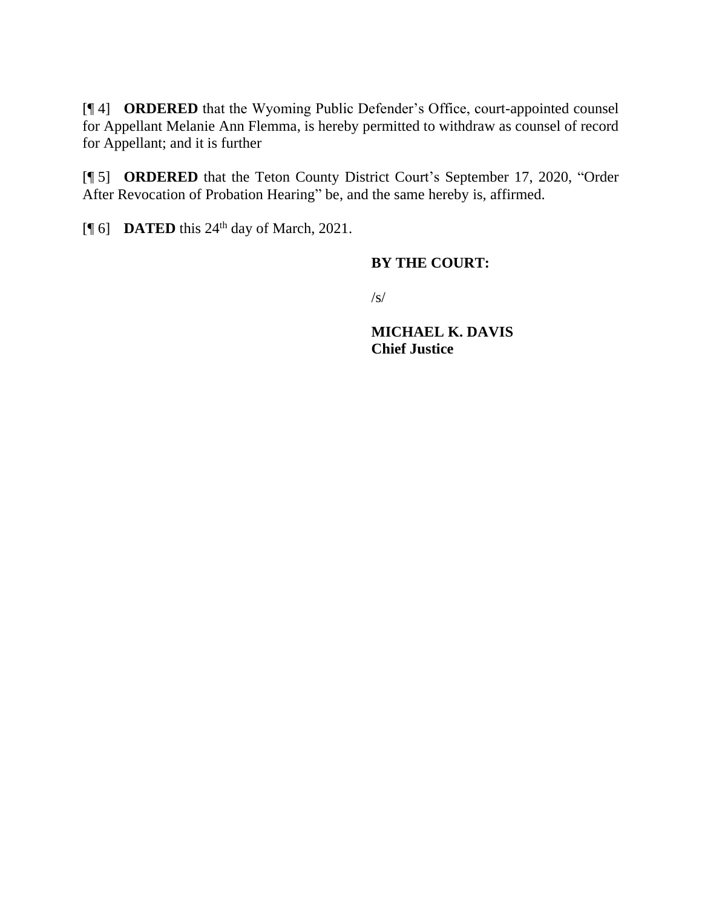[¶ 4] **ORDERED** that the Wyoming Public Defender's Office, court-appointed counsel for Appellant Melanie Ann Flemma, is hereby permitted to withdraw as counsel of record for Appellant; and it is further

[¶ 5] **ORDERED** that the Teton County District Court's September 17, 2020, "Order After Revocation of Probation Hearing" be, and the same hereby is, affirmed.

[¶ 6] **DATED** this 24th day of March, 2021.

**BY THE COURT:**

/s/

**MICHAEL K. DAVIS**
**Chief Justice**